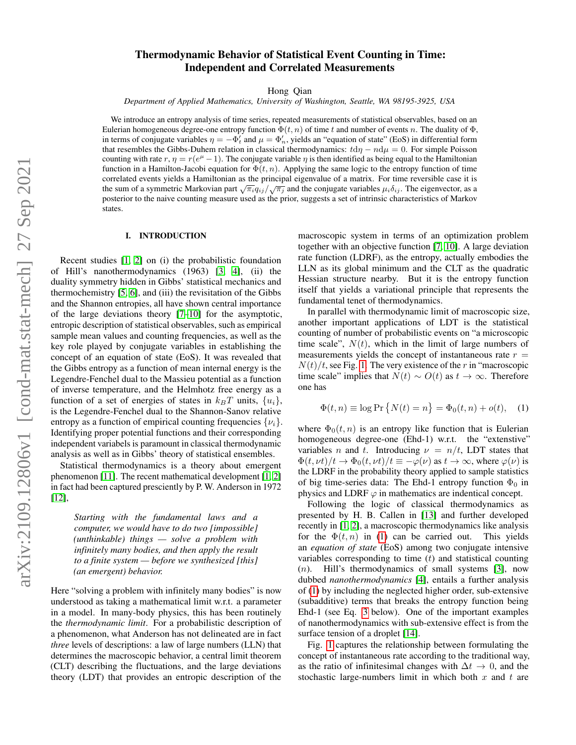# Thermodynamic Behavior of Statistical Event Counting in Time: Independent and Correlated Measurements

Hong Qian

*Department of Applied Mathematics, University of Washington, Seattle, WA 98195-3925, USA*

We introduce an entropy analysis of time series, repeated measurements of statistical observables, based on an Eulerian homogeneous degree-one entropy function $\Phi(t,n)$ of time $t$ and number of events $n$. The duality of $\Phi$, in terms of conjugate variables $\eta = -\Phi'_t$ and $\mu = \Phi'_n$, yields an "equation of state" (EoS) in differential form that resembles the Gibbs-Duhem relation in classical thermodynamics: $t\mathrm{d}\eta - n\mathrm{d}\mu = 0$. For simple Poisson counting with rate $r$, $\eta = r(e^{\mu}-1)$. The conjugate variable $\eta$ is then identified as being equal to the Hamiltonian function in a Hamilton-Jacobi equation for $\Phi(t,n)$. Applying the same logic to the entropy function of time correlated events yields a Hamiltonian as the principal eigenvalue of a matrix. For time reversible case it is the sum of a symmetric Markovian part $\sqrt{\pi_i}q_{ij}/\sqrt{\pi_j}$ and the conjugate variables $\mu_i\delta_{ij}$. The eigenvector, as a posterior to the naive counting measure used as the prior, suggests a set of intrinsic characteristics of Markov states.

## I. INTRODUCTION

Recent studies [1, 2] on (i) the probabilistic foundation of Hill's nanothermodynamics (1963) [3, 4], (ii) the duality symmetry hidden in Gibbs' statistical mechanics and thermochemistry [5, 6], and (iii) the revisitation of the Gibbs and the Shannon entropies, all have shown central importance of the large deviations theory [7–10] for the asymptotic, entropic description of statistical observables, such as empirical sample mean values and counting frequencies, as well as the key role played by conjugate variables in establishing the concept of an equation of state (EoS). It was revealed that the Gibbs entropy as a function of mean internal energy is the Legendre-Fenchel dual to the Massieu potential as a function of inverse temperature, and the Helmhotz free energy as a function of a set of energies of states in $k_BT$ units, $\{u_i\}$, is the Legendre-Fenchel dual to the Shannon-Sanov relative entropy as a function of empirical counting frequencies $\{\nu_i\}$. Identifying proper potential functions and their corresponding independent variabels is paramount in classical thermodynamic analysis as well as in Gibbs' theory of statistical ensembles.

Statistical thermodynamics is a theory about emergent phenomenon [11]. The recent mathematical development [1, 2] in fact had been captured presciently by P. W. Anderson in 1972 [12],

> *Starting with the fundamental laws and a computer, we would have to do two [impossible] (unthinkable) things — solve a problem with infinitely many bodies, and then apply the result to a finite system — before we synthesized [this] (an emergent) behavior.*

Here "solving a problem with infinitely many bodies" is now understood as taking a mathematical limit w.r.t. a parameter in a model. In many-body physics, this has been routinely the *thermodynamic limit*. For a probabilistic description of a phenomenon, what Anderson has not delineated are in fact *three* levels of descriptions: a law of large numbers (LLN) that determines the macroscopic behavior, a central limit theorem (CLT) describing the fluctuations, and the large deviations theory (LDT) that provides an entropic description of the macroscopic system in terms of an optimization problem together with an objective function [7, 10]. A large deviation rate function (LDRF), as the entropy, actually embodies the LLN as its global minimum and the CLT as the quadratic Hessian structure nearby. But it is the entropy function itself that yields a variational principle that represents the fundamental tenet of thermodynamics.

In parallel with thermodynamic limit of macroscopic size, another important applications of LDT is the statistical counting of number of probabilistic events on "a microscopic time scale", $N(t)$, which in the limit of large numbers of measurements yields the concept of instantaneous rate $r = N(t)/t$, see Fig. 1. The very existence of the $r$ in "macroscopic time scale" implies that $N(t) \sim O(t)$ as $t \to \infty$. Therefore one has

$$\Phi(t,n) \equiv \log \Pr\big\{N(t) = n\big\} = \Phi_0(t,n) + o(t), \quad (1)$$

where $\Phi_0(t,n)$ is an entropy like function that is Eulerian homogeneous degree-one (Ehd-1) w.r.t. the "extenstive" variables $n$ and $t$. Introducing $\nu = n/t$, LDT states that $\Phi(t,\nu t)/t \to \Phi_0(t,\nu t)/t \equiv -\varphi(\nu)$ as $t \to \infty$, where $\varphi(\nu)$ is the LDRF in the probability theory applied to sample statistics of big time-series data: The Ehd-1 entropy function $\Phi_0$ in physics and LDRF $\varphi$ in mathematics are indentical concept.

Following the logic of classical thermodynamics as presented by H. B. Callen in [13] and further developed recently in [1, 2], a macroscopic thermodynamics like analysis for the $\Phi(t,n)$ in (1) can be carried out. This yields an *equation of state* (EoS) among two conjugate intensive variables corresponding to time ($t$) and statistical counting ($n$). Hill's thermodynamics of small systems [3], now dubbed *nanothermodynamics* [4], entails a further analysis of (1) by including the neglected higher order, sub-extensive (subadditive) terms that breaks the entropy function being Ehd-1 (see Eq. 3 below). One of the important examples of nanothermodynamics with sub-extensive effect is from the surface tension of a droplet [14].

Fig. 1 captures the relationship between formulating the concept of instantaneous rate according to the traditional way, as the ratio of infinitesimal changes with $\Delta t \to 0$, and the stochastic large-numbers limit in which both $x$ and $t$ are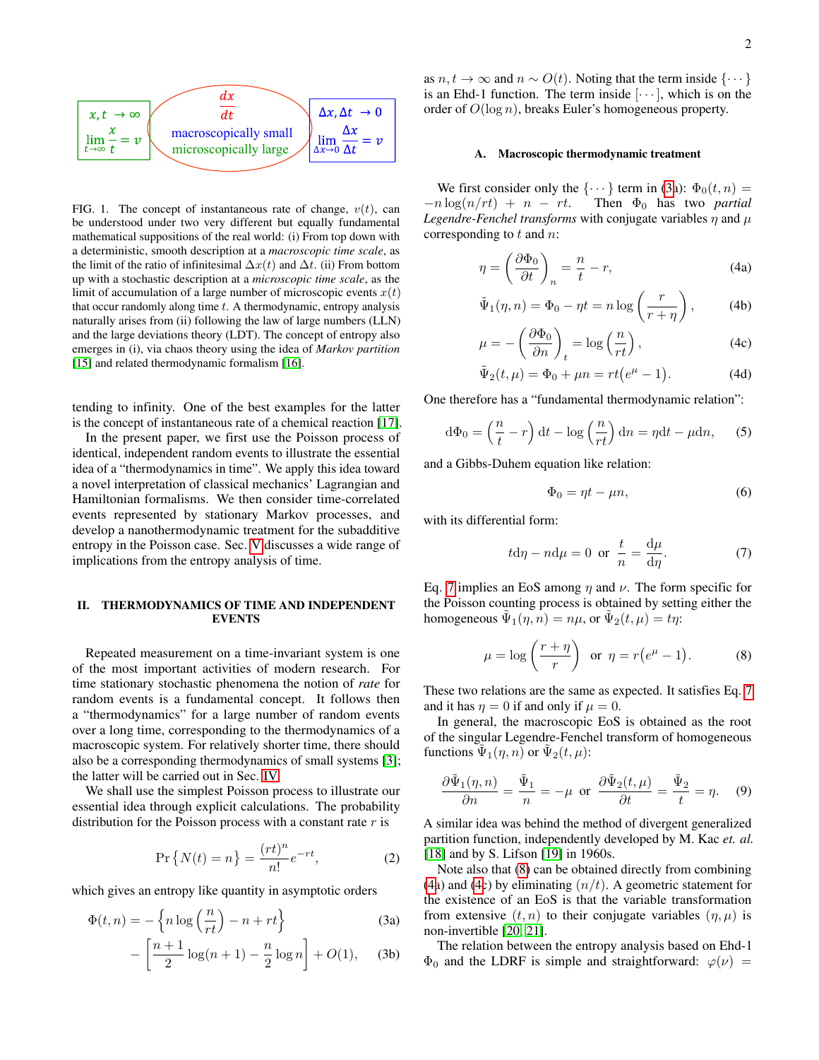FIG. 1. The concept of instantaneous rate of change, $v(t)$, can be understood under two very different but equally fundamental mathematical suppositions of the real world: (i) From top down with a deterministic, smooth description at a *macroscopic time scale*, as the limit of the ratio of infinitesimal $\Delta x(t)$ and $\Delta t$. (ii) From bottom up with a stochastic description at a *microscopic time scale*, as the limit of accumulation of a large number of microscopic events $x(t)$ that occur randomly along time $t$. A thermodynamic, entropy analysis naturally arises from (ii) following the law of large numbers (LLN) and the large deviations theory (LDT). The concept of entropy also emerges in (i), via chaos theory using the idea of *Markov partition* [15] and related thermodynamic formalism [16].

tending to infinity. One of the best examples for the latter is the concept of instantaneous rate of a chemical reaction [17].

In the present paper, we first use the Poisson process of identical, independent random events to illustrate the essential idea of a "thermodynamics in time". We apply this idea toward a novel interpretation of classical mechanics' Lagrangian and Hamiltonian formalisms. We then consider time-correlated events represented by stationary Markov processes, and develop a nanothermodynamic treatment for the subadditive entropy in the Poisson case. Sec. V discusses a wide range of implications from the entropy analysis of time.

## II. THERMODYNAMICS OF TIME AND INDEPENDENT EVENTS

Repeated measurement on a time-invariant system is one of the most important activities of modern research. For time stationary stochastic phenomena the notion of *rate* for random events is a fundamental concept. It follows then a "thermodynamics" for a large number of random events over a long time, corresponding to the thermodynamics of a macroscopic system. For relatively shorter time, there should also be a corresponding thermodynamics of small systems [3]; the latter will be carried out in Sec. IV.

We shall use the simplest Poisson process to illustrate our essential idea through explicit calculations. The probability distribution for the Poisson process with a constant rate $r$ is

$$\Pr\left\{N(t)=n\right\} = \frac{(rt)^n}{n!}e^{-rt}, \tag{2}$$

which gives an entropy like quantity in asymptotic orders

$$\Phi(t,n) = -\left\{ n\log\left(\frac{n}{rt}\right) - n + rt \right\} \tag{3a}$$

$$- \left[ \frac{n+1}{2}\log(n+1) - \frac{n}{2}\log n \right] + O(1), \tag{3b}$$

as $n, t \to \infty$ and $n \sim O(t)$. Noting that the term inside $\{\cdots\}$ is an Ehd-1 function. The term inside $[\cdots]$, which is on the order of $O(\log n)$, breaks Euler's homogeneous property.

### A. Macroscopic thermodynamic treatment

We first consider only the $\{\cdots\}$ term in (3a): $\Phi_0(t,n) = -n\log(n/rt) + n - rt$. Then $\Phi_0$ has two *partial Legendre-Fenchel transforms* with conjugate variables $\eta$ and $\mu$ corresponding to $t$ and $n$:

$$\eta = \left(\frac{\partial \Phi_0}{\partial t}\right)_n = \frac{n}{t} - r, \tag{4a}$$

$$\tilde{\Psi}_1(\eta, n) = \Phi_0 - \eta t = n\log\left(\frac{r}{r+\eta}\right), \tag{4b}$$

$$\mu = -\left(\frac{\partial \Phi_0}{\partial n}\right)_t = \log\left(\frac{n}{rt}\right), \tag{4c}$$

$$\tilde{\Psi}_2(t,\mu) = \Phi_0 + \mu n = rt\left(e^{\mu} - 1\right). \tag{4d}$$

One therefore has a "fundamental thermodynamic relation":

$$\mathrm{d}\Phi_0 = \left(\frac{n}{t} - r\right)\mathrm{d}t - \log\left(\frac{n}{rt}\right)\mathrm{d}n = \eta \mathrm{d}t - \mu \mathrm{d}n, \tag{5}$$

and a Gibbs-Duhem equation like relation:

$$\Phi_0 = \eta t - \mu n, \tag{6}$$

with its differential form:

$$t\mathrm{d}\eta - n\mathrm{d}\mu = 0 \;\text{ or }\; \frac{t}{n} = \frac{\mathrm{d}\mu}{\mathrm{d}\eta}. \tag{7}$$

Eq. 7 implies an EoS among $\eta$ and $\nu$. The form specific for the Poisson counting process is obtained by setting either the homogeneous $\tilde{\Psi}_1(\eta,n) = n\mu$, or $\tilde{\Psi}_2(t,\mu) = t\eta$:

$$\mu = \log\left(\frac{r+\eta}{r}\right) \;\text{ or }\; \eta = r\left(e^{\mu} - 1\right). \tag{8}$$

These two relations are the same as expected. It satisfies Eq. 7 and it has $\eta = 0$ if and only if $\mu = 0$.

In general, the macroscopic EoS is obtained as the root of the singular Legendre-Fenchel transform of homogeneous functions $\tilde{\Psi}_1(\eta,n)$ or $\tilde{\Psi}_2(t,\mu)$:

$$\frac{\partial \tilde{\Psi}_1(\eta,n)}{\partial n} = \frac{\tilde{\Psi}_1}{n} = -\mu \;\text{ or }\; \frac{\partial \tilde{\Psi}_2(t,\mu)}{\partial t} = \frac{\tilde{\Psi}_2}{t} = \eta. \tag{9}$$

A similar idea was behind the method of divergent generalized partition function, independently developed by M. Kac *et. al.* [18] and by S. Lifson [19] in 1960s.

Note also that (8) can be obtained directly from combining (4a) and (4c) by eliminating $(n/t)$. A geometric statement for the existence of an EoS is that the variable transformation from extensive $(t,n)$ to their conjugate variables $(\eta,\mu)$ is non-invertible [20, 21].

The relation between the entropy analysis based on Ehd-1 $\Phi_0$ and the LDRF is simple and straightforward: $\varphi(\nu) =$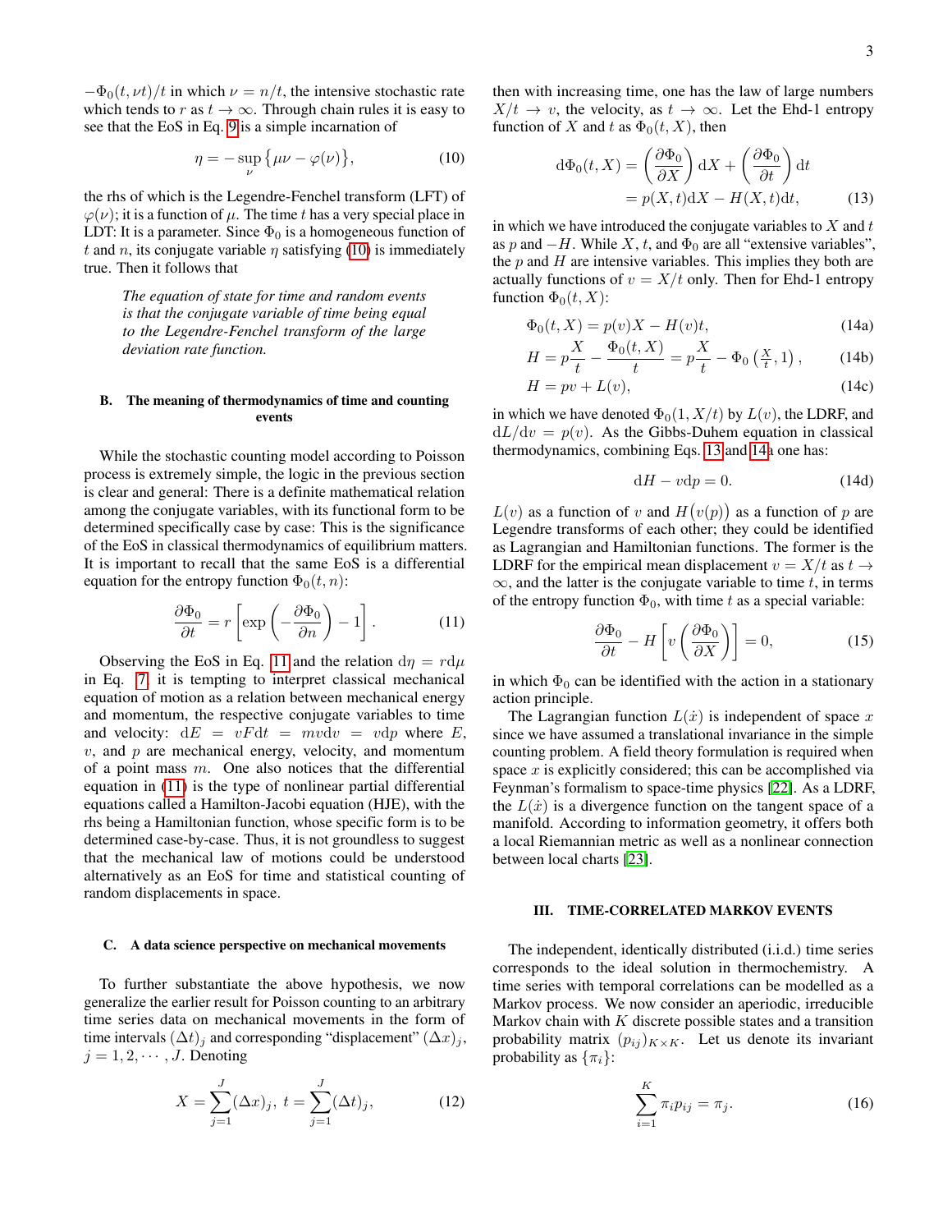$-\Phi_0(t, \nu t)/t$ in which $\nu = n/t$, the intensive stochastic rate which tends to $r$ as $t \to \infty$. Through chain rules it is easy to see that the EoS in Eq. 9 is a simple incarnation of

$$\eta = -\sup_{\nu}\big\{\mu\nu - \varphi(\nu)\big\}, \tag{10}$$

the rhs of which is the Legendre-Fenchel transform (LFT) of $\varphi(\nu)$; it is a function of $\mu$. The time $t$ has a very special place in LDT: It is a parameter. Since $\Phi_0$ is a homogeneous function of $t$ and $n$, its conjugate variable $\eta$ satisfying (10) is immediately true. Then it follows that

> *The equation of state for time and random events is that the conjugate variable of time being equal to the Legendre-Fenchel transform of the large deviation rate function.*

### B. The meaning of thermodynamics of time and counting events

While the stochastic counting model according to Poisson process is extremely simple, the logic in the previous section is clear and general: There is a definite mathematical relation among the conjugate variables, with its functional form to be determined specifically case by case: This is the significance of the EoS in classical thermodynamics of equilibrium matters. It is important to recall that the same EoS is a differential equation for the entropy function $\Phi_0(t, n)$:

$$\frac{\partial \Phi_0}{\partial t} = r\left[\exp\left(-\frac{\partial \Phi_0}{\partial n}\right) - 1\right]. \tag{11}$$

Observing the EoS in Eq. 11 and the relation $\mathrm{d}\eta = r\mathrm{d}\mu$ in Eq. 7, it is tempting to interpret classical mechanical equation of motion as a relation between mechanical energy and momentum, the respective conjugate variables to time and velocity: $\mathrm{d}E = vF\mathrm{d}t = mv\mathrm{d}v = v\mathrm{d}p$ where $E$, $v$, and $p$ are mechanical energy, velocity, and momentum of a point mass $m$. One also notices that the differential equation in (11) is the type of nonlinear partial differential equations called a Hamilton-Jacobi equation (HJE), with the rhs being a Hamiltonian function, whose specific form is to be determined case-by-case. Thus, it is not groundless to suggest that the mechanical law of motions could be understood alternatively as an EoS for time and statistical counting of random displacements in space.

### C. A data science perspective on mechanical movements

To further substantiate the above hypothesis, we now generalize the earlier result for Poisson counting to an arbitrary time series data on mechanical movements in the form of time intervals $(\Delta t)_j$ and corresponding "displacement" $(\Delta x)_j$, $j = 1, 2, \cdots, J$. Denoting

$$X = \sum_{j=1}^{J}(\Delta x)_j, \; t = \sum_{j=1}^{J}(\Delta t)_j, \tag{12}$$

then with increasing time, one has the law of large numbers $X/t \to v$, the velocity, as $t \to \infty$. Let the Ehd-1 entropy function of $X$ and $t$ as $\Phi_0(t, X)$, then

$$\begin{aligned}\mathrm{d}\Phi_0(t, X) &= \left(\frac{\partial \Phi_0}{\partial X}\right)\mathrm{d}X + \left(\frac{\partial \Phi_0}{\partial t}\right)\mathrm{d}t \\ &= p(X, t)\mathrm{d}X - H(X, t)\mathrm{d}t,\end{aligned} \tag{13}$$

in which we have introduced the conjugate variables to $X$ and $t$ as $p$ and $-H$. While $X$, $t$, and $\Phi_0$ are all "extensive variables", the $p$ and $H$ are intensive variables. This implies they both are actually functions of $v = X/t$ only. Then for Ehd-1 entropy function $\Phi_0(t, X)$:

$$\Phi_0(t, X) = p(v)X - H(v)t, \tag{14a}$$

$$H = p\frac{X}{t} - \frac{\Phi_0(t, X)}{t} = p\frac{X}{t} - \Phi_0\left(\tfrac{X}{t}, 1\right), \tag{14b}$$

$$H = pv + L(v), \tag{14c}$$

in which we have denoted $\Phi_0(1, X/t)$ by $L(v)$, the LDRF, and $\mathrm{d}L/\mathrm{d}v = p(v)$. As the Gibbs-Duhem equation in classical thermodynamics, combining Eqs. 13 and 14a one has:

$$\mathrm{d}H - v\mathrm{d}p = 0. \tag{14d}$$

$L(v)$ as a function of $v$ and $H\big(v(p)\big)$ as a function of $p$ are Legendre transforms of each other; they could be identified as Lagrangian and Hamiltonian functions. The former is the LDRF for the empirical mean displacement $v = X/t$ as $t \to \infty$, and the latter is the conjugate variable to time $t$, in terms of the entropy function $\Phi_0$, with time $t$ as a special variable:

$$\frac{\partial \Phi_0}{\partial t} - H\left[v\left(\frac{\partial \Phi_0}{\partial X}\right)\right] = 0, \tag{15}$$

in which $\Phi_0$ can be identified with the action in a stationary action principle.

The Lagrangian function $L(\dot{x})$ is independent of space $x$ since we have assumed a translational invariance in the simple counting problem. A field theory formulation is required when space $x$ is explicitly considered; this can be accomplished via Feynman's formalism to space-time physics [22]. As a LDRF, the $L(\dot{x})$ is a divergence function on the tangent space of a manifold. According to information geometry, it offers both a local Riemannian metric as well as a nonlinear connection between local charts [23].

## III. TIME-CORRELATED MARKOV EVENTS

The independent, identically distributed (i.i.d.) time series corresponds to the ideal solution in thermochemistry. A time series with temporal correlations can be modelled as a Markov process. We now consider an aperiodic, irreducible Markov chain with $K$ discrete possible states and a transition probability matrix $(p_{ij})_{K\times K}$. Let us denote its invariant probability as $\{\pi_i\}$:

$$\sum_{i=1}^{K}\pi_i p_{ij} = \pi_j. \tag{16}$$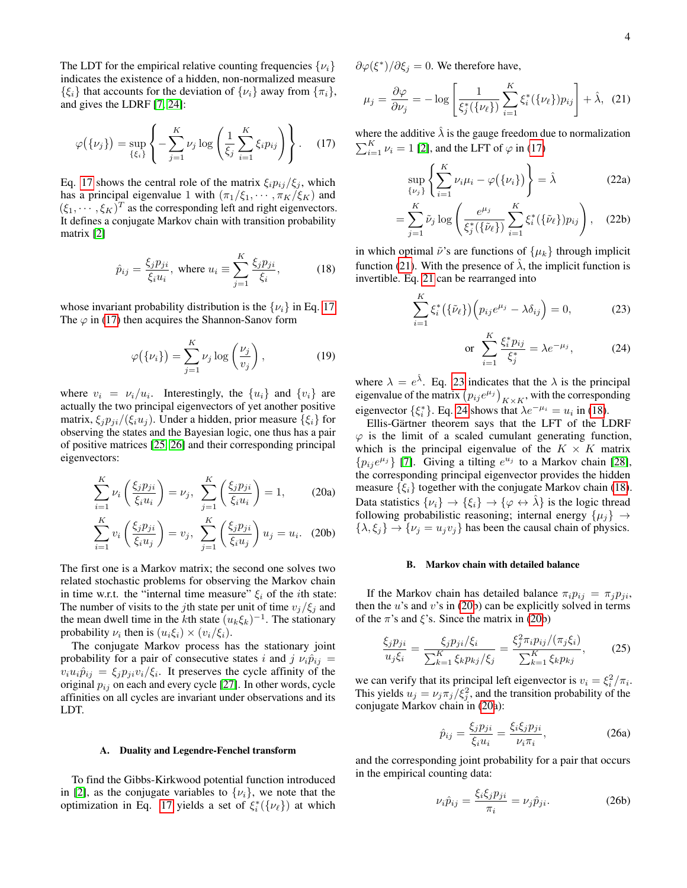The LDT for the empirical relative counting frequencies $\{\nu_i\}$ indicates the existence of a hidden, non-normalized measure $\{\xi_i\}$ that accounts for the deviation of $\{\nu_i\}$ away from $\{\pi_i\}$, and gives the LDRF [7, 24]:

$$\varphi(\{\nu_j\}) = \sup_{\{\xi_i\}} \left\{ -\sum_{j=1}^{K} \nu_j \log\left( \frac{1}{\xi_j} \sum_{i=1}^{K} \xi_i p_{ij} \right) \right\}. \tag{17}$$

Eq. 17 shows the central role of the matrix $\xi_i p_{ij}/\xi_j$, which has a principal eigenvalue 1 with $(\pi_1/\xi_1, \cdots, \pi_K/\xi_K)$ and $(\xi_1, \cdots, \xi_K)^T$ as the corresponding left and right eigenvectors. It defines a conjugate Markov chain with transition probability matrix [2]

$$\hat{p}_{ij} = \frac{\xi_j p_{ji}}{\xi_i u_i}, \text{ where } u_i \equiv \sum_{j=1}^{K} \frac{\xi_j p_{ji}}{\xi_i}, \tag{18}$$

whose invariant probability distribution is the $\{\nu_i\}$ in Eq. 17. The $\varphi$ in (17) then acquires the Shannon-Sanov form

$$\varphi(\{\nu_i\}) = \sum_{j=1}^{K} \nu_j \log\left( \frac{\nu_j}{v_j} \right), \tag{19}$$

where $v_i = \nu_i/u_i$. Interestingly, the $\{u_i\}$ and $\{v_i\}$ are actually the two principal eigenvectors of yet another positive matrix, $\xi_j p_{ji}/(\xi_i u_j)$. Under a hidden, prior measure $\{\xi_i\}$ for observing the states and the Bayesian logic, one thus has a pair of positive matrices [25, 26] and their corresponding principal eigenvectors:

$$\sum_{i=1}^{K} \nu_i \left( \frac{\xi_j p_{ji}}{\xi_i u_i} \right) = \nu_j, \quad \sum_{j=1}^{K} \left( \frac{\xi_j p_{ji}}{\xi_i u_i} \right) = 1, \tag{20a}$$

$$\sum_{i=1}^{K} v_i \left( \frac{\xi_j p_{ji}}{\xi_i u_j} \right) = v_j, \quad \sum_{j=1}^{K} \left( \frac{\xi_j p_{ji}}{\xi_i u_j} \right) u_j = u_i. \tag{20b}$$

The first one is a Markov matrix; the second one solves two related stochastic problems for observing the Markov chain in time w.r.t. the "internal time measure" $\xi_i$ of the $i$th state: The number of visits to the $j$th state per unit of time $v_j/\xi_j$ and the mean dwell time in the $k$th state $(u_k\xi_k)^{-1}$. The stationary probability $\nu_i$ then is $(u_i\xi_i) \times (v_i/\xi_i)$.

The conjugate Markov process has the stationary joint probability for a pair of consecutive states $i$ and $j$ $\nu_i\hat{p}_{ij} = v_i u_i \hat{p}_{ij} = \xi_j p_{ji} v_i/\xi_i$. It preserves the cycle affinity of the original $p_{ij}$ on each and every cycle [27]. In other words, cycle affinities on all cycles are invariant under observations and its LDT.

### A. Duality and Legendre-Fenchel transform

To find the Gibbs-Kirkwood potential function introduced in [2], as the conjugate variables to $\{\nu_i\}$, we note that the optimization in Eq. 17 yields a set of $\xi_i^*(\{\nu_\ell\})$ at which $\partial\varphi(\xi^*)/\partial\xi_j = 0$. We therefore have,

$$\mu_j = \frac{\partial \varphi}{\partial \nu_j} = -\log\left[ \frac{1}{\xi_j^*(\{\nu_\ell\})} \sum_{i=1}^{K} \xi_i^*(\{\nu_\ell\}) p_{ij} \right] + \hat{\lambda}, \tag{21}$$

where the additive $\hat{\lambda}$ is the gauge freedom due to normalization $\sum_{i=1}^{K} \nu_i = 1$ [2], and the LFT of $\varphi$ in (17)

$$\sup_{\{\nu_j\}} \left\{ \sum_{i=1}^{K} \nu_i \mu_i - \varphi(\{\nu_i\}) \right\} = \hat{\lambda} \tag{22a}$$

$$= \sum_{j=1}^{K} \tilde{\nu}_j \log\left( \frac{e^{\mu_j}}{\xi_j^*(\{\tilde{\nu}_\ell\})} \sum_{i=1}^{K} \xi_i^*(\{\tilde{\nu}_\ell\}) p_{ij} \right), \tag{22b}$$

in which optimal $\tilde{\nu}$'s are functions of $\{\mu_k\}$ through implicit function (21). With the presence of $\hat{\lambda}$, the implicit function is invertible. Eq. 21 can be rearranged into

$$\sum_{i=1}^{K} \xi_i^*(\{\tilde{\nu}_\ell\}) \Big( p_{ij} e^{\mu_j} - \lambda \delta_{ij} \Big) = 0, \tag{23}$$

$$\text{or} \quad \sum_{i=1}^{K} \frac{\xi_i^* p_{ij}}{\xi_j^*} = \lambda e^{-\mu_j}, \tag{24}$$

where $\lambda = e^{\hat{\lambda}}$. Eq. 23 indicates that the $\lambda$ is the principal eigenvalue of the matrix $\big(p_{ij}e^{\mu_j}\big)_{K\times K}$, with the corresponding eigenvector $\{\xi_i^*\}$. Eq. 24 shows that $\lambda e^{-\mu_i} = u_i$ in (18).

Ellis-Gärtner theorem says that the LFT of the LDRF $\varphi$ is the limit of a scaled cumulant generating function, which is the principal eigenvalue of the $K \times K$ matrix $\{p_{ij}e^{\mu_j}\}$ [7]. Giving a tilting $e^{u_j}$ to a Markov chain [28], the corresponding principal eigenvector provides the hidden measure $\{\xi_i\}$ together with the conjugate Markov chain (18). Data statistics $\{\nu_i\} \to \{\xi_i\} \to \{\varphi \leftrightarrow \hat{\lambda}\}$ is the logic thread following probabilistic reasoning; internal energy $\{\mu_j\} \to \{\lambda, \xi_j\} \to \{\nu_j = u_j v_j\}$ has been the causal chain of physics.

### B. Markov chain with detailed balance

If the Markov chain has detailed balance $\pi_i p_{ij} = \pi_j p_{ji}$, then the $u$'s and $v$'s in (20b) can be explicitly solved in terms of the $\pi$'s and $\xi$'s. Since the matrix in (20b)

$$\frac{\xi_j p_{ji}}{u_j \xi_i} = \frac{\xi_j p_{ji}/\xi_i}{\sum_{k=1}^{K} \xi_k p_{kj}/\xi_j} = \frac{\xi_j^2 \pi_i p_{ij}/(\pi_j \xi_i)}{\sum_{k=1}^{K} \xi_k p_{kj}}, \tag{25}$$

we can verify that its principal left eigenvector is $v_i = \xi_i^2/\pi_i$. This yields $u_j = \nu_j \pi_j/\xi_j^2$, and the transition probability of the conjugate Markov chain in (20a):

$$\hat{p}_{ij} = \frac{\xi_j p_{ji}}{\xi_i u_i} = \frac{\xi_i \xi_j p_{ji}}{\nu_i \pi_i}, \tag{26a}$$

and the corresponding joint probability for a pair that occurs in the empirical counting data:

$$\nu_i \hat{p}_{ij} = \frac{\xi_i \xi_j p_{ji}}{\pi_i} = \nu_j \hat{p}_{ji}. \tag{26b}$$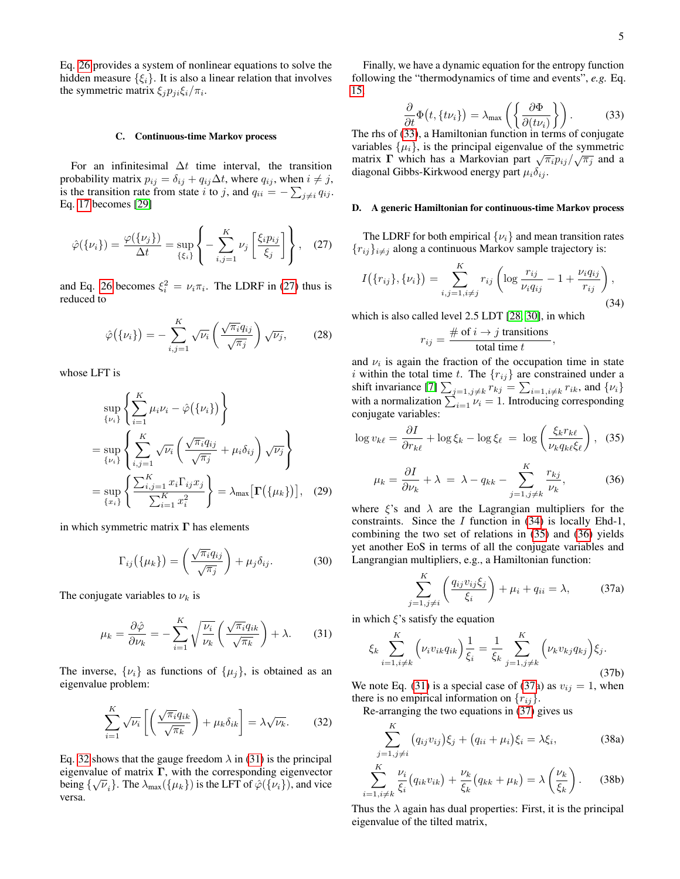Eq. 26 provides a system of nonlinear equations to solve the hidden measure $\{\xi_i\}$. It is also a linear relation that involves the symmetric matrix $\xi_j p_{ji}\xi_i/\pi_i$.

### C. Continuous-time Markov process

For an infinitesimal $\Delta t$ time interval, the transition probability matrix $p_{ij} = \delta_{ij} + q_{ij}\Delta t$, where $q_{ij}$, when $i \neq j$, is the transition rate from state $i$ to $j$, and $q_{ii} = -\sum_{j\neq i} q_{ij}$. Eq. 17 becomes [29]

$$\hat{\varphi}(\{\nu_i\}) = \frac{\varphi(\{\nu_j\})}{\Delta t} = \sup_{\{\xi_i\}}\left\{ -\sum_{i,j=1}^{K} \nu_j \left[\frac{\xi_i p_{ij}}{\xi_j}\right]\right\}, \quad (27)$$

and Eq. 26 becomes $\xi_i^2 = \nu_i\pi_i$. The LDRF in (27) thus is reduced to

$$\hat{\varphi}(\{\nu_i\}) = -\sum_{i,j=1}^{K} \sqrt{\nu_i}\left(\frac{\sqrt{\pi_i}q_{ij}}{\sqrt{\pi_j}}\right)\sqrt{\nu_j}, \quad (28)$$

whose LFT is

$$\begin{aligned}
&\sup_{\{\nu_i\}}\left\{\sum_{i=1}^{K}\mu_i\nu_i - \hat{\varphi}(\{\nu_i\})\right\} \\
&= \sup_{\{\nu_i\}}\left\{\sum_{i,j=1}^{K}\sqrt{\nu_i}\left(\frac{\sqrt{\pi_i}q_{ij}}{\sqrt{\pi_j}} + \mu_i\delta_{ij}\right)\sqrt{\nu_j}\right\} \\
&= \sup_{\{x_i\}}\left\{\frac{\sum_{i,j=1}^{K} x_i\Gamma_{ij}x_j}{\sum_{i=1}^{K}x_i^2}\right\} = \lambda_{\max}\big[\mathbf{\Gamma}(\{\mu_k\})\big], \quad (29)
\end{aligned}$$

in which symmetric matrix $\mathbf{\Gamma}$ has elements

$$\Gamma_{ij}(\{\mu_k\}) = \left(\frac{\sqrt{\pi_i}q_{ij}}{\sqrt{\pi_j}}\right) + \mu_j\delta_{ij}. \quad (30)$$

The conjugate variables to $\nu_k$ is

$$\mu_k = \frac{\partial\hat{\varphi}}{\partial\nu_k} = -\sum_{i=1}^{K}\sqrt{\frac{\nu_i}{\nu_k}}\left(\frac{\sqrt{\pi_i}q_{ik}}{\sqrt{\pi_k}}\right) + \lambda. \quad (31)$$

The inverse, $\{\nu_i\}$ as functions of $\{\mu_j\}$, is obtained as an eigenvalue problem:

$$\sum_{i=1}^{K}\sqrt{\nu_i}\left[\left(\frac{\sqrt{\pi_i}q_{ik}}{\sqrt{\pi_k}}\right) + \mu_k\delta_{ik}\right] = \lambda\sqrt{\nu_k}. \quad (32)$$

Eq. 32 shows that the gauge freedom $\lambda$ in (31) is the principal eigenvalue of matrix $\mathbf{\Gamma}$, with the corresponding eigenvector being $\{\sqrt{\nu}_i\}$. The $\lambda_{\max}(\{\mu_k\})$ is the LFT of $\hat{\varphi}(\{\nu_i\})$, and vice versa.

Finally, we have a dynamic equation for the entropy function following the "thermodynamics of time and events", *e.g.* Eq. 15

$$\frac{\partial}{\partial t}\Phi(t,\{t\nu_i\}) = \lambda_{\max}\left(\left\{\frac{\partial\Phi}{\partial(t\nu_i)}\right\}\right). \quad (33)$$

The rhs of (33), a Hamiltonian function in terms of conjugate variables $\{\mu_i\}$, is the principal eigenvalue of the symmetric matrix $\mathbf{\Gamma}$ which has a Markovian part $\sqrt{\pi_i}p_{ij}/\sqrt{\pi_j}$ and a diagonal Gibbs-Kirkwood energy part $\mu_i\delta_{ij}$.

### D. A generic Hamiltonian for continuous-time Markov process

The LDRF for both empirical $\{\nu_i\}$ and mean transition rates $\{r_{ij}\}_{i\neq j}$ along a continuous Markov sample trajectory is:

$$I(\{r_{ij}\},\{\nu_i\}) = \sum_{i,j=1,i\neq j}^{K} r_{ij}\left(\log\frac{r_{ij}}{\nu_i q_{ij}} - 1 + \frac{\nu_i q_{ij}}{r_{ij}}\right), \quad (34)$$

which is also called level 2.5 LDT [28, 30], in which

$$r_{ij} = \frac{\#\text{ of } i\to j \text{ transitions}}{\text{total time } t},$$

and $\nu_i$ is again the fraction of the occupation time in state $i$ within the total time $t$. The $\{r_{ij}\}$ are constrained under a shift invariance [7] $\sum_{j=1,j\neq k} r_{kj} = \sum_{i=1,i\neq k} r_{ik}$, and $\{\nu_i\}$ with a normalization $\sum_{i=1}\nu_i = 1$. Introducing corresponding conjugate variables:

$$\log v_{k\ell} = \frac{\partial I}{\partial r_{k\ell}} + \log\xi_k - \log\xi_\ell = \log\left(\frac{\xi_k r_{k\ell}}{\nu_k q_{k\ell}\xi_\ell}\right), \quad (35)$$

$$\mu_k = \frac{\partial I}{\partial\nu_k} + \lambda = \lambda - q_{kk} - \sum_{j=1,j\neq k}^{K}\frac{r_{kj}}{\nu_k}, \quad (36)$$

where $\xi$'s and $\lambda$ are the Lagrangian multipliers for the constraints. Since the $I$ function in (34) is locally Ehd-1, combining the two set of relations in (35) and (36) yields yet another EoS in terms of all the conjugate variables and Langrangian multipliers, e.g., a Hamiltonian function:

$$\sum_{j=1,j\neq i}^{K}\left(\frac{q_{ij}v_{ij}\xi_j}{\xi_i}\right) + \mu_i + q_{ii} = \lambda, \quad (37a)$$

in which $\xi$'s satisfy the equation

$$\xi_k\sum_{i=1,i\neq k}^{K}\Big(\nu_i v_{ik}q_{ik}\Big)\frac{1}{\xi_i} = \frac{1}{\xi_k}\sum_{j=1,j\neq k}^{K}\Big(\nu_k v_{kj}q_{kj}\Big)\xi_j. \quad (37b)$$

We note Eq. (31) is a special case of (37a) as $v_{ij} = 1$, when there is no empirical information on $\{r_{ij}\}$.

Re-arranging the two equations in (37) gives us

$$\sum_{j=1,j\neq i}^{K}\big(q_{ij}v_{ij}\big)\xi_j + \big(q_{ii} + \mu_i\big)\xi_i = \lambda\xi_i, \quad (38a)$$

$$\sum_{i=1,i\neq k}^{K}\frac{\nu_i}{\xi_i}\big(q_{ik}v_{ik}\big) + \frac{\nu_k}{\xi_k}\big(q_{kk} + \mu_k\big) = \lambda\left(\frac{\nu_k}{\xi_k}\right). \quad (38b)$$

Thus the $\lambda$ again has dual properties: First, it is the principal eigenvalue of the tilted matrix,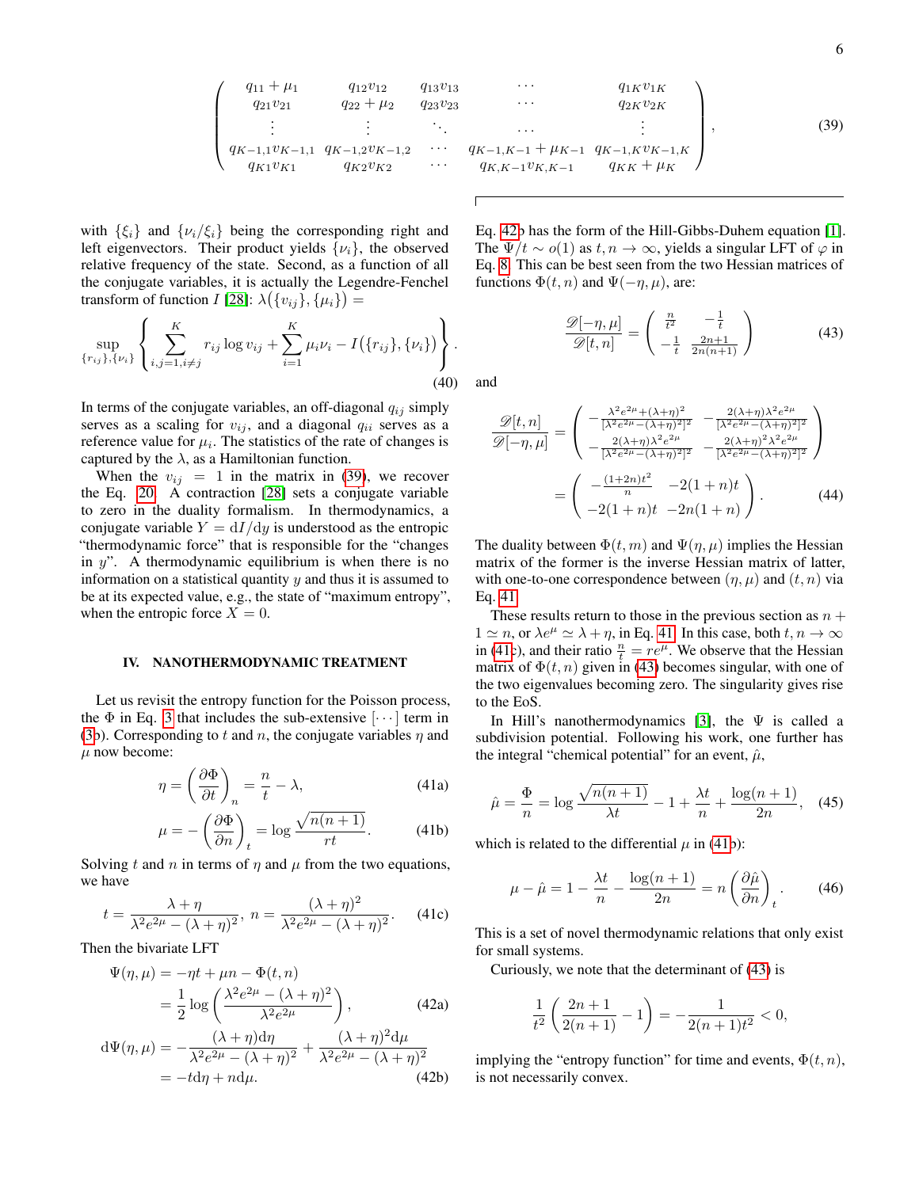$$
\begin{pmatrix}
q_{11}+\mu_1 & q_{12}v_{12} & q_{13}v_{13} & \cdots & q_{1K}v_{1K} \\
q_{21}v_{21} & q_{22}+\mu_2 & q_{23}v_{23} & \cdots & q_{2K}v_{2K} \\
\vdots & \vdots & \ddots & \cdots & \vdots \\
q_{K-1,1}v_{K-1,1} & q_{K-1,2}v_{K-1,2} & \cdots & q_{K-1,K-1}+\mu_{K-1} & q_{K-1,K}v_{K-1,K} \\
q_{K1}v_{K1} & q_{K2}v_{K2} & \cdots & q_{K,K-1}v_{K,K-1} & q_{KK}+\mu_K
\end{pmatrix}, \tag{39}
$$

with $\{\xi_i\}$ and $\{\nu_i/\xi_i\}$ being the corresponding right and left eigenvectors. Their product yields $\{\nu_i\}$, the observed relative frequency of the state. Second, as a function of all the conjugate variables, it is actually the Legendre-Fenchel transform of function $I$ [28]: $\lambda\big(\{v_{ij}\},\{\mu_i\}\big) =$

$$
\sup_{\{r_{ij}\},\{\nu_i\}} \left\{ \sum_{i,j=1,i\neq j}^{K} r_{ij}\log v_{ij} + \sum_{i=1}^{K}\mu_i\nu_i - I\big(\{r_{ij}\},\{\nu_i\}\big) \right\}. \tag{40}
$$

In terms of the conjugate variables, an off-diagonal $q_{ij}$ simply serves as a scaling for $v_{ij}$, and a diagonal $q_{ii}$ serves as a reference value for $\mu_i$. The statistics of the rate of changes is captured by the $\lambda$, as a Hamiltonian function.

When the $v_{ij} = 1$ in the matrix in (39), we recover the Eq. 20. A contraction [28] sets a conjugate variable to zero in the duality formalism. In thermodynamics, a conjugate variable $Y = \mathrm{d}I/\mathrm{d}y$ is understood as the entropic "thermodynamic force" that is responsible for the "changes in $y$". A thermodynamic equilibrium is when there is no information on a statistical quantity $y$ and thus it is assumed to be at its expected value, e.g., the state of "maximum entropy", when the entropic force $X = 0$.

## IV. NANOTHERMODYNAMIC TREATMENT

Let us revisit the entropy function for the Poisson process, the $\Phi$ in Eq. 3 that includes the sub-extensive $[\cdots]$ term in (3b). Corresponding to $t$ and $n$, the conjugate variables $\eta$ and $\mu$ now become:

$$
\eta = \left(\frac{\partial \Phi}{\partial t}\right)_n = \frac{n}{t} - \lambda, \tag{41a}
$$

$$
\mu = -\left(\frac{\partial \Phi}{\partial n}\right)_t = \log\frac{\sqrt{n(n+1)}}{rt}. \tag{41b}
$$

Solving $t$ and $n$ in terms of $\eta$ and $\mu$ from the two equations, we have

$$
t = \frac{\lambda+\eta}{\lambda^2e^{2\mu}-(\lambda+\eta)^2},\; n = \frac{(\lambda+\eta)^2}{\lambda^2e^{2\mu}-(\lambda+\eta)^2}. \tag{41c}
$$

Then the bivariate LFT

$$
\begin{aligned}
\Psi(\eta,\mu) &= -\eta t + \mu n - \Phi(t,n) \\
&= \frac{1}{2}\log\left(\frac{\lambda^2e^{2\mu}-(\lambda+\eta)^2}{\lambda^2e^{2\mu}}\right),
\end{aligned} \tag{42a}
$$

$$
\begin{aligned}
\mathrm{d}\Psi(\eta,\mu) &= -\frac{(\lambda+\eta)\mathrm{d}\eta}{\lambda^2e^{2\mu}-(\lambda+\eta)^2} + \frac{(\lambda+\eta)^2\mathrm{d}\mu}{\lambda^2e^{2\mu}-(\lambda+\eta)^2} \\
&= -t\mathrm{d}\eta + n\mathrm{d}\mu.
\end{aligned} \tag{42b}
$$

Eq. 42b has the form of the Hill-Gibbs-Duhem equation [1]. The $\Psi/t \sim o(1)$ as $t,n\to\infty$, yields a singular LFT of $\varphi$ in Eq. 8. This can be best seen from the two Hessian matrices of functions $\Phi(t,n)$ and $\Psi(-\eta,\mu)$, are:

$$
\frac{\mathscr{D}[-\eta,\mu]}{\mathscr{D}[t,n]} = \begin{pmatrix} \frac{n}{t^2} & -\frac{1}{t} \\ -\frac{1}{t} & \frac{2n+1}{2n(n+1)} \end{pmatrix} \tag{43}
$$

and

$$
\begin{aligned}
\frac{\mathscr{D}[t,n]}{\mathscr{D}[-\eta,\mu]} &= \begin{pmatrix} -\frac{\lambda^2e^{2\mu}+(\lambda+\eta)^2}{[\lambda^2e^{2\mu}-(\lambda+\eta)^2]^2} & -\frac{2(\lambda+\eta)\lambda^2e^{2\mu}}{[\lambda^2e^{2\mu}-(\lambda+\eta)^2]^2} \\ -\frac{2(\lambda+\eta)\lambda^2e^{2\mu}}{[\lambda^2e^{2\mu}-(\lambda+\eta)^2]^2} & -\frac{2(\lambda+\eta)^2\lambda^2e^{2\mu}}{[\lambda^2e^{2\mu}-(\lambda+\eta)^2]^2} \end{pmatrix} \\
&= \begin{pmatrix} -\frac{(1+2n)t^2}{n} & -2(1+n)t \\ -2(1+n)t & -2n(1+n) \end{pmatrix}.
\end{aligned} \tag{44}
$$

The duality between $\Phi(t,m)$ and $\Psi(\eta,\mu)$ implies the Hessian matrix of the former is the inverse Hessian matrix of latter, with one-to-one correspondence between $(\eta,\mu)$ and $(t,n)$ via Eq. 41.

These results return to those in the previous section as $n+1\simeq n$, or $\lambda e^{\mu}\simeq\lambda+\eta$, in Eq. 41. In this case, both $t,n\to\infty$ in (41c), and their ratio $\frac{n}{t} = re^{\mu}$. We observe that the Hessian matrix of $\Phi(t,n)$ given in (43) becomes singular, with one of the two eigenvalues becoming zero. The singularity gives rise to the EoS.

In Hill's nanothermodynamics [3], the $\Psi$ is called a subdivision potential. Following his work, one further has the integral "chemical potential" for an event, $\hat{\mu}$,

$$
\hat{\mu} = \frac{\Phi}{n} = \log\frac{\sqrt{n(n+1)}}{\lambda t} - 1 + \frac{\lambda t}{n} + \frac{\log(n+1)}{2n}, \tag{45}
$$

which is related to the differential $\mu$ in (41b):

$$
\mu - \hat{\mu} = 1 - \frac{\lambda t}{n} - \frac{\log(n+1)}{2n} = n\left(\frac{\partial\hat{\mu}}{\partial n}\right)_t. \tag{46}
$$

This is a set of novel thermodynamic relations that only exist for small systems.

Curiously, we note that the determinant of (43) is

$$
\frac{1}{t^2}\left(\frac{2n+1}{2(n+1)} - 1\right) = -\frac{1}{2(n+1)t^2} < 0,
$$

implying the "entropy function" for time and events, $\Phi(t,n)$, is not necessarily convex.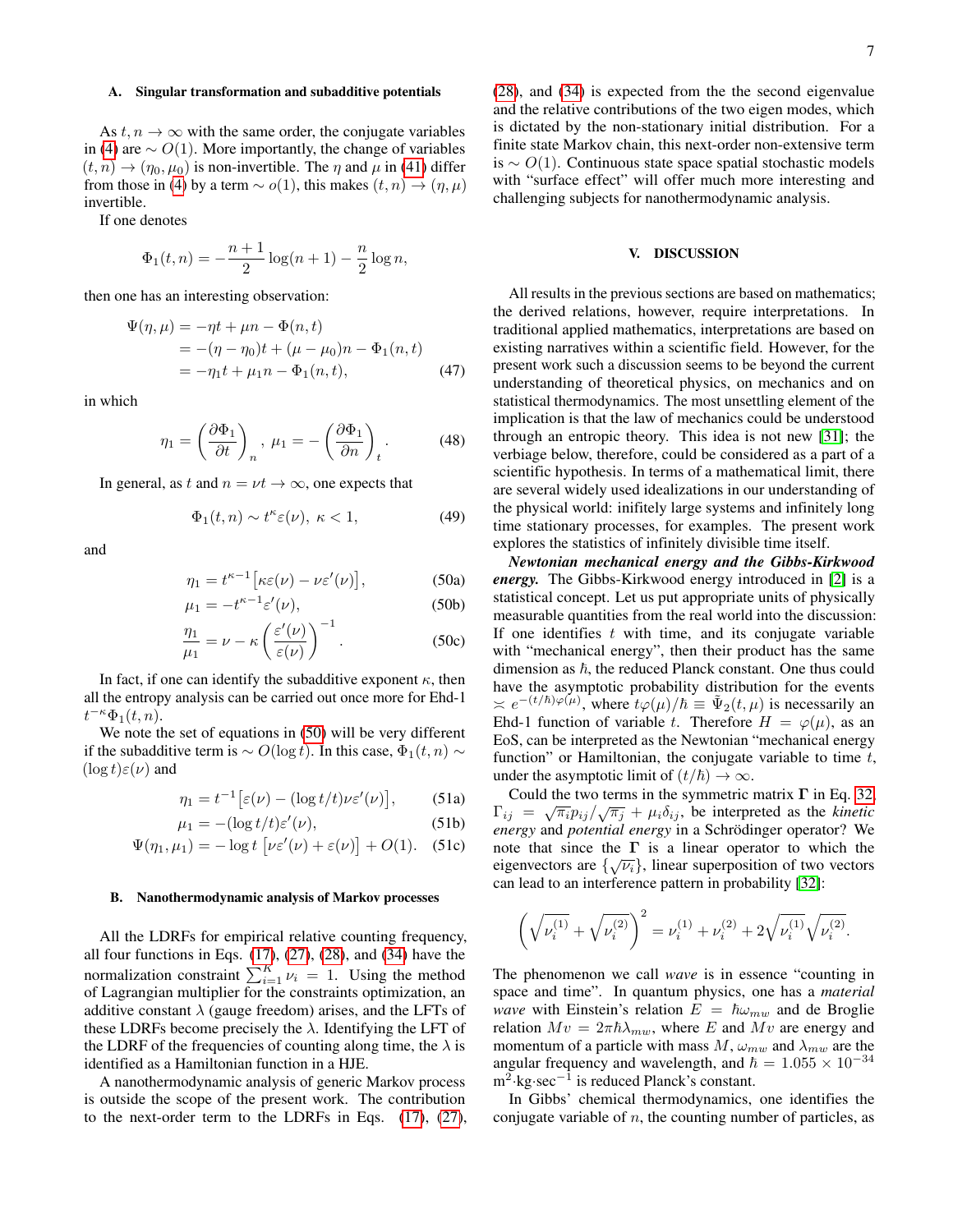### A. Singular transformation and subadditive potentials

As $t, n \to \infty$ with the same order, the conjugate variables in (4) are $\sim O(1)$. More importantly, the change of variables $(t, n) \to (\eta_0, \mu_0)$ is non-invertible. The $\eta$ and $\mu$ in (41) differ from those in (4) by a term $\sim o(1)$, this makes $(t, n) \to (\eta, \mu)$ invertible.

If one denotes

$$\Phi_1(t, n) = -\frac{n+1}{2}\log(n+1) - \frac{n}{2}\log n,$$

then one has an interesting observation:

$$\begin{aligned}\Psi(\eta, \mu) &= -\eta t + \mu n - \Phi(n, t) \\ &= -(\eta - \eta_0)t + (\mu - \mu_0)n - \Phi_1(n, t) \\ &= -\eta_1 t + \mu_1 n - \Phi_1(n, t),\end{aligned} \tag{47}$$

in which

$$\eta_1 = \left(\frac{\partial \Phi_1}{\partial t}\right)_n, \ \mu_1 = -\left(\frac{\partial \Phi_1}{\partial n}\right)_t. \tag{48}$$

In general, as $t$ and $n = \nu t \to \infty$, one expects that

$$\Phi_1(t, n) \sim t^{\kappa}\varepsilon(\nu), \ \kappa < 1, \tag{49}$$

and

$$\eta_1 = t^{\kappa-1}\big[\kappa\varepsilon(\nu) - \nu\varepsilon'(\nu)\big], \tag{50a}$$

$$\mu_1 = -t^{\kappa-1}\varepsilon'(\nu), \tag{50b}$$

$$\frac{\eta_1}{\mu_1} = \nu - \kappa\left(\frac{\varepsilon'(\nu)}{\varepsilon(\nu)}\right)^{-1}. \tag{50c}$$

In fact, if one can identify the subadditive exponent $\kappa$, then all the entropy analysis can be carried out once more for Ehd-1 $t^{-\kappa}\Phi_1(t, n)$.

We note the set of equations in (50) will be very different if the subadditive term is $\sim O(\log t)$. In this case, $\Phi_1(t, n) \sim (\log t)\varepsilon(\nu)$ and

$$\eta_1 = t^{-1}\big[\varepsilon(\nu) - (\log t/t)\nu\varepsilon'(\nu)\big], \tag{51a}$$

$$\mu_1 = -(\log t/t)\varepsilon'(\nu), \tag{51b}$$

$$\Psi(\eta_1, \mu_1) = -\log t\,\big[\nu\varepsilon'(\nu) + \varepsilon(\nu)\big] + O(1). \tag{51c}$$

### B. Nanothermodynamic analysis of Markov processes

All the LDRFs for empirical relative counting frequency, all four functions in Eqs. (17), (27), (28), and (34) have the normalization constraint $\sum_{i=1}^{K}\nu_i = 1$. Using the method of Lagrangian multiplier for the constraints optimization, an additive constant $\lambda$ (gauge freedom) arises, and the LFTs of these LDRFs become precisely the $\lambda$. Identifying the LFT of the LDRF of the frequencies of counting along time, the $\lambda$ is identified as a Hamiltonian function in a HJE.

A nanothermodynamic analysis of generic Markov process is outside the scope of the present work. The contribution to the next-order term to the LDRFs in Eqs. (17), (27), (28), and (34) is expected from the the second eigenvalue and the relative contributions of the two eigen modes, which is dictated by the non-stationary initial distribution. For a finite state Markov chain, this next-order non-extensive term is $\sim O(1)$. Continuous state space spatial stochastic models with "surface effect" will offer much more interesting and challenging subjects for nanothermodynamic analysis.

## V. DISCUSSION

All results in the previous sections are based on mathematics; the derived relations, however, require interpretations. In traditional applied mathematics, interpretations are based on existing narratives within a scientific field. However, for the present work such a discussion seems to be beyond the current understanding of theoretical physics, on mechanics and on statistical thermodynamics. The most unsettling element of the implication is that the law of mechanics could be understood through an entropic theory. This idea is not new [31]; the verbiage below, therefore, could be considered as a part of a scientific hypothesis. In terms of a mathematical limit, there are several widely used idealizations in our understanding of the physical world: inifitely large systems and infinitely long time stationary processes, for examples. The present work explores the statistics of infinitely divisible time itself.

***Newtonian mechanical energy and the Gibbs-Kirkwood energy.*** The Gibbs-Kirkwood energy introduced in [2] is a statistical concept. Let us put appropriate units of physically measurable quantities from the real world into the discussion: If one identifies $t$ with time, and its conjugate variable with "mechanical energy", then their product has the same dimension as $\hbar$, the reduced Planck constant. One thus could have the asymptotic probability distribution for the events $\asymp e^{-(t/\hbar)\varphi(\mu)}$, where $t\varphi(\mu)/\hbar \equiv \tilde{\Psi}_2(t, \mu)$ is necessarily an Ehd-1 function of variable $t$. Therefore $H = \varphi(\mu)$, as an EoS, can be interpreted as the Newtonian "mechanical energy function" or Hamiltonian, the conjugate variable to time $t$, under the asymptotic limit of $(t/\hbar) \to \infty$.

Could the two terms in the symmetric matrix $\mathbf{\Gamma}$ in Eq. 32, $\Gamma_{ij} = \sqrt{\pi_i}p_{ij}/\sqrt{\pi_j} + \mu_i\delta_{ij}$, be interpreted as the *kinetic energy* and *potential energy* in a Schrödinger operator? We note that since the $\mathbf{\Gamma}$ is a linear operator to which the eigenvectors are $\{\sqrt{\nu_i}\}$, linear superposition of two vectors can lead to an interference pattern in probability [32]:

$$\left(\sqrt{\nu_i^{(1)}} + \sqrt{\nu_i^{(2)}}\right)^2 = \nu_i^{(1)} + \nu_i^{(2)} + 2\sqrt{\nu_i^{(1)}}\sqrt{\nu_i^{(2)}}.$$

The phenomenon we call *wave* is in essence "counting in space and time". In quantum physics, one has a *material wave* with Einstein's relation $E = \hbar\omega_{mw}$ and de Broglie relation $Mv = 2\pi\hbar\lambda_{mw}$, where $E$ and $Mv$ are energy and momentum of a particle with mass $M$, $\omega_{mw}$ and $\lambda_{mw}$ are the angular frequency and wavelength, and $\hbar = 1.055 \times 10^{-34}$ $\text{m}^2{\cdot}\text{kg}{\cdot}\text{sec}^{-1}$ is reduced Planck's constant.

In Gibbs' chemical thermodynamics, one identifies the conjugate variable of $n$, the counting number of particles, as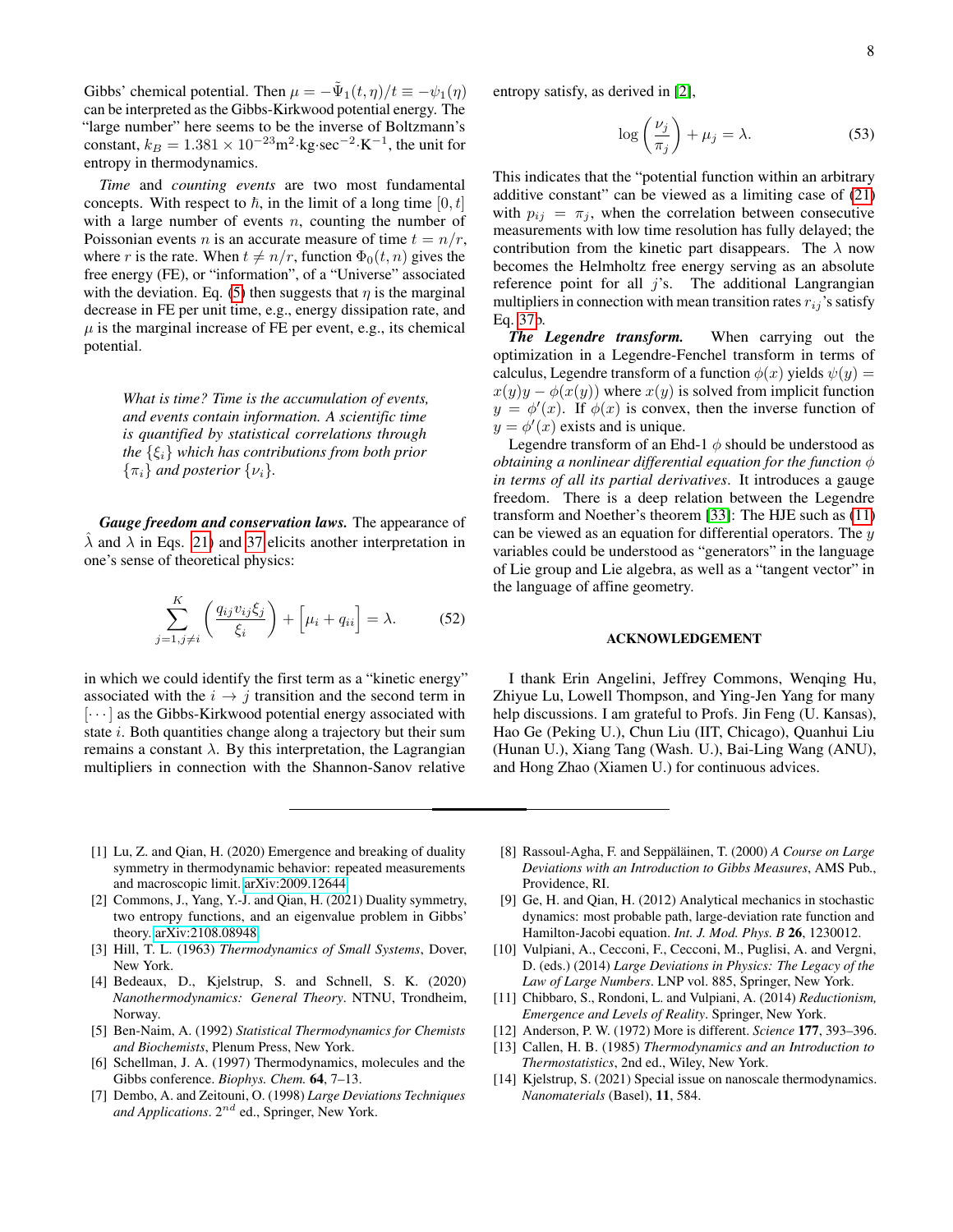Gibbs' chemical potential. Then $\mu = -\tilde{\Psi}_1(t,\eta)/t \equiv -\psi_1(\eta)$ can be interpreted as the Gibbs-Kirkwood potential energy. The "large number" here seems to be the inverse of Boltzmann's constant, $k_B = 1.381\times 10^{-23}\mathrm{m}^2\cdot\mathrm{kg}\cdot\mathrm{sec}^{-2}\cdot\mathrm{K}^{-1}$, the unit for entropy in thermodynamics.

*Time* and *counting events* are two most fundamental concepts. With respect to $\hbar$, in the limit of a long time $[0,t]$ with a large number of events $n$, counting the number of Poissonian events $n$ is an accurate measure of time $t = n/r$, where $r$ is the rate. When $t \neq n/r$, function $\Phi_0(t,n)$ gives the free energy (FE), or "information", of a "Universe" associated with the deviation. Eq. (5) then suggests that $\eta$ is the marginal decrease in FE per unit time, e.g., energy dissipation rate, and $\mu$ is the marginal increase of FE per event, e.g., its chemical potential.

> *What is time? Time is the accumulation of events, and events contain information. A scientific time is quantified by statistical correlations through the $\{\xi_i\}$ which has contributions from both prior $\{\pi_i\}$ and posterior $\{\nu_i\}$.*

***Gauge freedom and conservation laws.*** The appearance of $\hat{\lambda}$ and $\lambda$ in Eqs. 21 and 37 elicits another interpretation in one's sense of theoretical physics:

$$\sum_{j=1,j\neq i}^{K}\left(\frac{q_{ij}v_{ij}\xi_j}{\xi_i}\right) + \Big[\mu_i + q_{ii}\Big] = \lambda. \tag{52}$$

in which we could identify the first term as a "kinetic energy" associated with the $i\to j$ transition and the second term in $[\cdots]$ as the Gibbs-Kirkwood potential energy associated with state $i$. Both quantities change along a trajectory but their sum remains a constant $\lambda$. By this interpretation, the Lagrangian multipliers in connection with the Shannon-Sanov relative entropy satisfy, as derived in [2],

$$\log\left(\frac{\nu_j}{\pi_j}\right) + \mu_j = \lambda. \tag{53}$$

This indicates that the "potential function within an arbitrary additive constant" can be viewed as a limiting case of (21) with $p_{ij} = \pi_j$, when the correlation between consecutive measurements with low time resolution has fully delayed; the contribution from the kinetic part disappears. The $\lambda$ now becomes the Helmholtz free energy serving as an absolute reference point for all $j$'s. The additional Langrangian multipliers in connection with mean transition rates $r_{ij}$'s satisfy Eq. 37b.

***The Legendre transform.*** When carrying out the optimization in a Legendre-Fenchel transform in terms of calculus, Legendre transform of a function $\phi(x)$ yields $\psi(y) = x(y)y - \phi(x(y))$ where $x(y)$ is solved from implicit function $y = \phi'(x)$. If $\phi(x)$ is convex, then the inverse function of $y = \phi'(x)$ exists and is unique.

Legendre transform of an Ehd-1 $\phi$ should be understood as *obtaining a nonlinear differential equation for the function $\phi$ in terms of all its partial derivatives*. It introduces a gauge freedom. There is a deep relation between the Legendre transform and Noether's theorem [33]: The HJE such as (11) can be viewed as an equation for differential operators. The $y$ variables could be understood as "generators" in the language of Lie group and Lie algebra, as well as a "tangent vector" in the language of affine geometry.

## ACKNOWLEDGEMENT

I thank Erin Angelini, Jeffrey Commons, Wenqing Hu, Zhiyue Lu, Lowell Thompson, and Ying-Jen Yang for many help discussions. I am grateful to Profs. Jin Feng (U. Kansas), Hao Ge (Peking U.), Chun Liu (IIT, Chicago), Quanhui Liu (Hunan U.), Xiang Tang (Wash. U.), Bai-Ling Wang (ANU), and Hong Zhao (Xiamen U.) for continuous advices.

---

[1] Lu, Z. and Qian, H. (2020) Emergence and breaking of duality symmetry in thermodynamic behavior: repeated measurements and macroscopic limit. arXiv:2009.12644

[2] Commons, J., Yang, Y.-J. and Qian, H. (2021) Duality symmetry, two entropy functions, and an eigenvalue problem in Gibbs' theory. arXiv:2108.08948

[3] Hill, T. L. (1963) *Thermodynamics of Small Systems*, Dover, New York.

[4] Bedeaux, D., Kjelstrup, S. and Schnell, S. K. (2020) *Nanothermodynamics: General Theory*. NTNU, Trondheim, Norway.

[5] Ben-Naim, A. (1992) *Statistical Thermodynamics for Chemists and Biochemists*, Plenum Press, New York.

[6] Schellman, J. A. (1997) Thermodynamics, molecules and the Gibbs conference. *Biophys. Chem.* **64**, 7–13.

[7] Dembo, A. and Zeitouni, O. (1998) *Large Deviations Techniques and Applications*. $2^{nd}$ ed., Springer, New York.

[8] Rassoul-Agha, F. and Seppäläinen, T. (2000) *A Course on Large Deviations with an Introduction to Gibbs Measures*, AMS Pub., Providence, RI.

[9] Ge, H. and Qian, H. (2012) Analytical mechanics in stochastic dynamics: most probable path, large-deviation rate function and Hamilton-Jacobi equation. *Int. J. Mod. Phys. B* **26**, 1230012.

[10] Vulpiani, A., Cecconi, F., Cecconi, M., Puglisi, A. and Vergni, D. (eds.) (2014) *Large Deviations in Physics: The Legacy of the Law of Large Numbers*. LNP vol. 885, Springer, New York.

[11] Chibbaro, S., Rondoni, L. and Vulpiani, A. (2014) *Reductionism, Emergence and Levels of Reality*. Springer, New York.

[12] Anderson, P. W. (1972) More is different. *Science* **177**, 393–396.

[13] Callen, H. B. (1985) *Thermodynamics and an Introduction to Thermostatistics*, 2nd ed., Wiley, New York.

[14] Kjelstrup, S. (2021) Special issue on nanoscale thermodynamics. *Nanomaterials* (Basel), **11**, 584.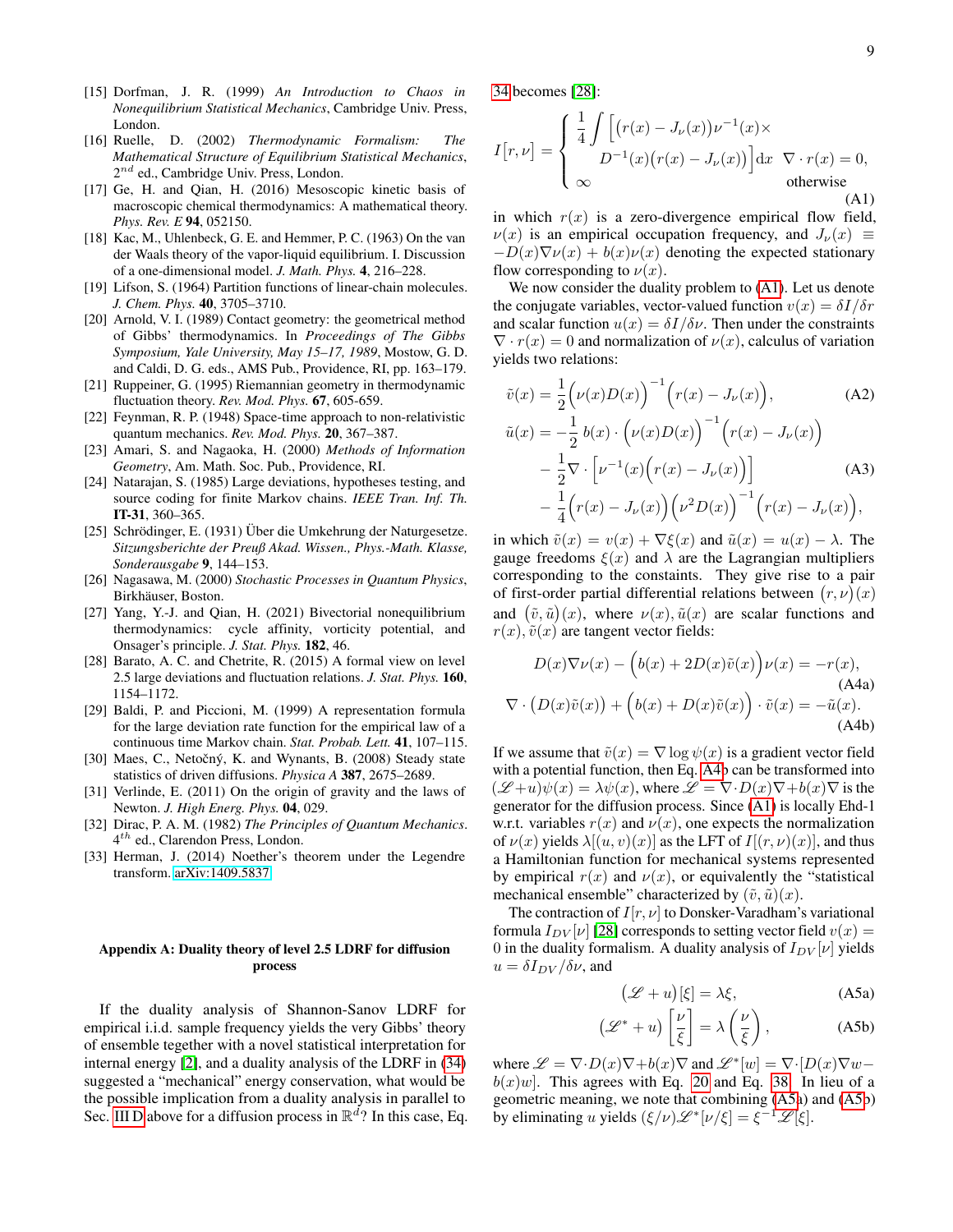[15] Dorfman, J. R. (1999) *An Introduction to Chaos in Nonequilibrium Statistical Mechanics*, Cambridge Univ. Press, London.

[16] Ruelle, D. (2002) *Thermodynamic Formalism: The Mathematical Structure of Equilibrium Statistical Mechanics*, $2^{nd}$ ed., Cambridge Univ. Press, London.

[17] Ge, H. and Qian, H. (2016) Mesoscopic kinetic basis of macroscopic chemical thermodynamics: A mathematical theory. *Phys. Rev. E* **94**, 052150.

[18] Kac, M., Uhlenbeck, G. E. and Hemmer, P. C. (1963) On the van der Waals theory of the vapor-liquid equilibrium. I. Discussion of a one-dimensional model. *J. Math. Phys.* **4**, 216–228.

[19] Lifson, S. (1964) Partition functions of linear-chain molecules. *J. Chem. Phys.* **40**, 3705–3710.

[20] Arnold, V. I. (1989) Contact geometry: the geometrical method of Gibbs' thermodynamics. In *Proceedings of The Gibbs Symposium, Yale University, May 15–17, 1989*, Mostow, G. D. and Caldi, D. G. eds., AMS Pub., Providence, RI, pp. 163–179.

[21] Ruppeiner, G. (1995) Riemannian geometry in thermodynamic fluctuation theory. *Rev. Mod. Phys.* **67**, 605-659.

[22] Feynman, R. P. (1948) Space-time approach to non-relativistic quantum mechanics. *Rev. Mod. Phys.* **20**, 367–387.

[23] Amari, S. and Nagaoka, H. (2000) *Methods of Information Geometry*, Am. Math. Soc. Pub., Providence, RI.

[24] Natarajan, S. (1985) Large deviations, hypotheses testing, and source coding for finite Markov chains. *IEEE Tran. Inf. Th.* **IT-31**, 360–365.

[25] Schrödinger, E. (1931) Über die Umkehrung der Naturgesetze. *Sitzungsberichte der Preuß Akad. Wissen., Phys.-Math. Klasse, Sonderausgabe* **9**, 144–153.

[26] Nagasawa, M. (2000) *Stochastic Processes in Quantum Physics*, Birkhäuser, Boston.

[27] Yang, Y.-J. and Qian, H. (2021) Bivectorial nonequilibrium thermodynamics: cycle affinity, vorticity potential, and Onsager's principle. *J. Stat. Phys.* **182**, 46.

[28] Barato, A. C. and Chetrite, R. (2015) A formal view on level 2.5 large deviations and fluctuation relations. *J. Stat. Phys.* **160**, 1154–1172.

[29] Baldi, P. and Piccioni, M. (1999) A representation formula for the large deviation rate function for the empirical law of a continuous time Markov chain. *Stat. Probab. Lett.* **41**, 107–115.

[30] Maes, C., Netočný, K. and Wynants, B. (2008) Steady state statistics of driven diffusions. *Physica A* **387**, 2675–2689.

[31] Verlinde, E. (2011) On the origin of gravity and the laws of Newton. *J. High Energ. Phys.* **04**, 029.

[32] Dirac, P. A. M. (1982) *The Principles of Quantum Mechanics*. $4^{th}$ ed., Clarendon Press, London.

[33] Herman, J. (2014) Noether's theorem under the Legendre transform. arXiv:1409.5837

## Appendix A: Duality theory of level 2.5 LDRF for diffusion process

If the duality analysis of Shannon-Sanov LDRF for empirical i.i.d. sample frequency yields the very Gibbs' theory of ensemble together with a novel statistical interpretation for internal energy [2], and a duality analysis of the LDRF in (34) suggested a "mechanical" energy conservation, what would be the possible implication from a duality analysis in parallel to Sec. III D above for a diffusion process in $\mathbb{R}^d$? In this case, Eq. 34 becomes [28]:

$$I\big[r,\nu\big] = \begin{cases} \dfrac{1}{4}\displaystyle\int \Big[\big(r(x)-J_\nu(x)\big)\nu^{-1}(x)\times \\ \quad D^{-1}(x)\big(r(x)-J_\nu(x)\big)\Big]\mathrm{d}x & \nabla\cdot r(x)=0, \\ \infty & \text{otherwise} \end{cases} \tag{A1}$$

in which $r(x)$ is a zero-divergence empirical flow field, $\nu(x)$ is an empirical occupation frequency, and $J_\nu(x) \equiv -D(x)\nabla\nu(x) + b(x)\nu(x)$ denoting the expected stationary flow corresponding to $\nu(x)$.

We now consider the duality problem to (A1). Let us denote the conjugate variables, vector-valued function $v(x) = \delta I/\delta r$ and scalar function $u(x) = \delta I/\delta\nu$. Then under the constraints $\nabla\cdot r(x) = 0$ and normalization of $\nu(x)$, calculus of variation yields two relations:

$$\tilde{v}(x) = \frac{1}{2}\Big(\nu(x)D(x)\Big)^{-1}\Big(r(x)-J_\nu(x)\Big), \tag{A2}$$

$$\begin{aligned}\tilde{u}(x) = & -\frac{1}{2}\,b(x)\cdot\Big(\nu(x)D(x)\Big)^{-1}\Big(r(x)-J_\nu(x)\Big) \\ & -\frac{1}{2}\nabla\cdot\Big[\nu^{-1}(x)\Big(r(x)-J_\nu(x)\Big)\Big] \\ & -\frac{1}{4}\Big(r(x)-J_\nu(x)\Big)\Big(\nu^2D(x)\Big)^{-1}\Big(r(x)-J_\nu(x)\Big),\end{aligned} \tag{A3}$$

in which $\tilde{v}(x) = v(x) + \nabla\xi(x)$ and $\tilde{u}(x) = u(x) - \lambda$. The gauge freedoms $\xi(x)$ and $\lambda$ are the Lagrangian multipliers corresponding to the constaints. They give rise to a pair of first-order partial differential relations between $\big(r,\nu\big)(x)$ and $\big(\tilde{v},\tilde{u}\big)(x)$, where $\nu(x), \tilde{u}(x)$ are scalar functions and $r(x), \tilde{v}(x)$ are tangent vector fields:

$$D(x)\nabla\nu(x) - \Big(b(x) + 2D(x)\tilde{v}(x)\Big)\nu(x) = -r(x), \tag{A4a}$$

$$\nabla\cdot\big(D(x)\tilde{v}(x)\big) + \Big(b(x) + D(x)\tilde{v}(x)\Big)\cdot\tilde{v}(x) = -\tilde{u}(x). \tag{A4b}$$

If we assume that $\tilde{v}(x) = \nabla\log\psi(x)$ is a gradient vector field with a potential function, then Eq. A4b can be transformed into $(\mathscr{L}+u)\psi(x) = \lambda\psi(x)$, where $\mathscr{L} = \nabla\cdot D(x)\nabla + b(x)\nabla$ is the generator for the diffusion process. Since (A1) is locally Ehd-1 w.r.t. variables $r(x)$ and $\nu(x)$, one expects the normalization of $\nu(x)$ yields $\lambda[(u,v)(x)]$ as the LFT of $I[(r,\nu)(x)]$, and thus a Hamiltonian function for mechanical systems represented by empirical $r(x)$ and $\nu(x)$, or equivalently the "statistical mechanical ensemble" characterized by $(\tilde{v},\tilde{u})(x)$.

The contraction of $I[r,\nu]$ to Donsker-Varadham's variational formula $I_{DV}[\nu]$ [28] corresponds to setting vector field $v(x) = 0$ in the duality formalism. A duality analysis of $I_{DV}[\nu]$ yields $u = \delta I_{DV}/\delta\nu$, and

$$\big(\mathscr{L}+u\big)[\xi] = \lambda\xi, \tag{A5a}$$

$$\big(\mathscr{L}^*+u\big)\left[\frac{\nu}{\xi}\right] = \lambda\left(\frac{\nu}{\xi}\right), \tag{A5b}$$

where $\mathscr{L} = \nabla\cdot D(x)\nabla + b(x)\nabla$ and $\mathscr{L}^*[w] = \nabla\cdot[D(x)\nabla w - b(x)w]$. This agrees with Eq. 20 and Eq. 38. In lieu of a geometric meaning, we note that combining (A5a) and (A5b) by eliminating $u$ yields $(\xi/\nu)\mathscr{L}^*[\nu/\xi] = \xi^{-1}\mathscr{L}[\xi]$.